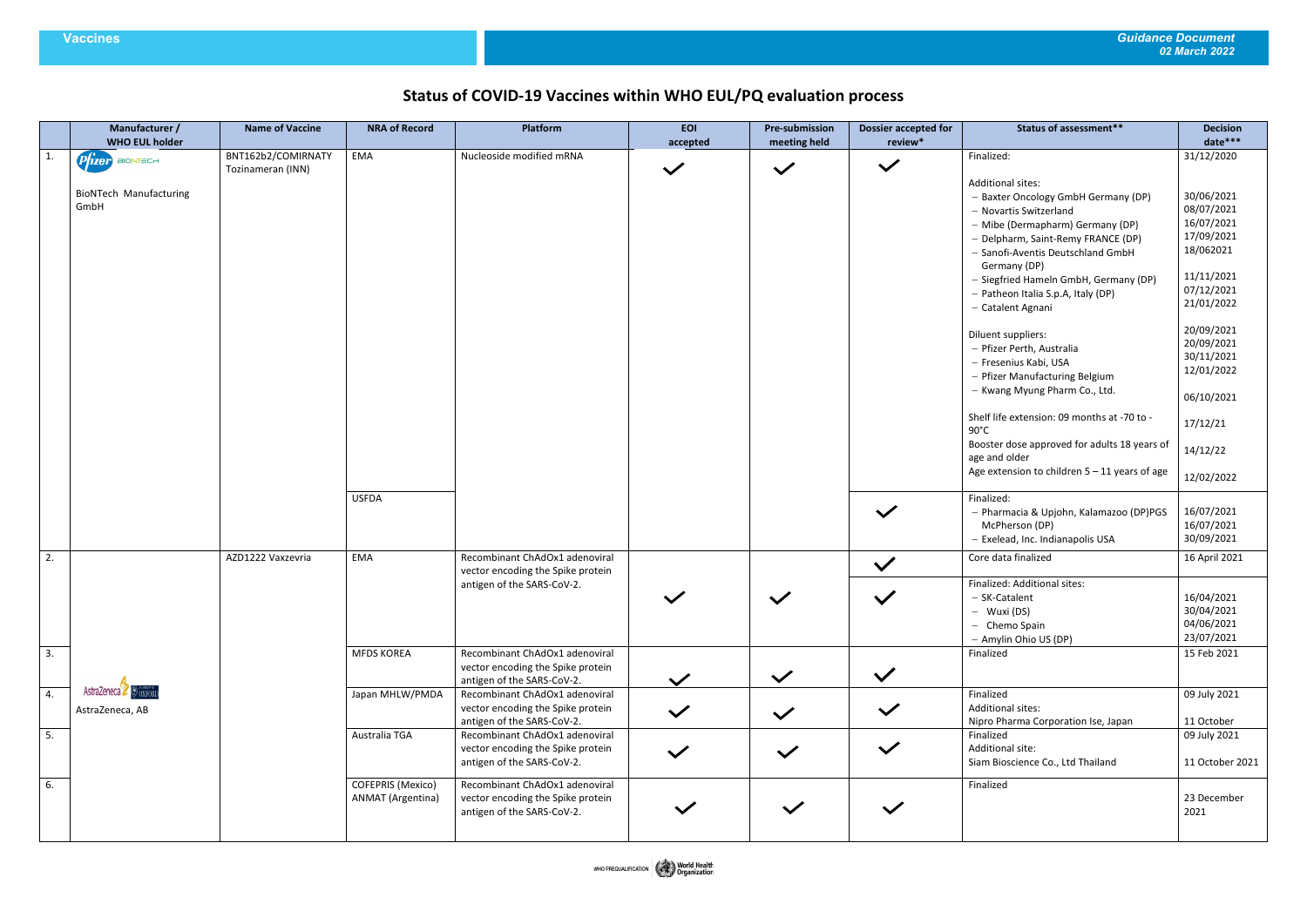# Status of COVID-19 Vaccines within WHO EUL/PQ evaluation process

| | Manufacturer / WHO EUL holder | Name of Vaccine | NRA of Record | Platform | EOI accepted | Pre-submission meeting held | Dossier accepted for review* | Status of assessment** | Decision date*** |
|---|---|---|---|---|---|---|---|---|---|
| 1. | Pfizer BIONTECH<br><br>BioNTech Manufacturing GmbH | BNT162b2/COMIRNATY Tozinameran (INN) | EMA | Nucleoside modified mRNA | ✓ | ✓ | ✓ | Finalized:<br><br>Additional sites:<br>– Baxter Oncology GmbH Germany (DP)<br>– Novartis Switzerland<br>– Mibe (Dermapharm) Germany (DP)<br>– Delpharm, Saint-Remy FRANCE (DP)<br>– Sanofi-Aventis Deutschland GmbH Germany (DP)<br>– Siegfried Hameln GmbH, Germany (DP)<br>– Patheon Italia S.p.A, Italy (DP)<br>– Catalent Agnani<br><br>Diluent suppliers:<br>– Pfizer Perth, Australia<br>– Fresenius Kabi, USA<br>– Pfizer Manufacturing Belgium<br>– Kwang Myung Pharm Co., Ltd.<br><br>Shelf life extension: 09 months at -70 to -90°C<br>Booster dose approved for adults 18 years of age and older<br>Age extension to children 5 – 11 years of age | 31/12/2020<br><br><br>30/06/2021<br>08/07/2021<br>16/07/2021<br>17/09/2021<br>18/062021<br><br>11/11/2021<br>07/12/2021<br>21/01/2022<br><br>20/09/2021<br>20/09/2021<br>30/11/2021<br>12/01/2022<br><br>06/10/2021<br><br>17/12/21<br><br>14/12/22<br><br>12/02/2022 |
| | | | USFDA | | | | ✓ | Finalized:<br>– Pharmacia & Upjohn, Kalamazoo (DP)PGS McPherson (DP)<br>– Exelead, Inc. Indianapolis USA | <br>16/07/2021<br>16/07/2021<br>30/09/2021 |
| 2. | AstraZeneca / University of Oxford<br>AstraZeneca, AB | AZD1222 Vaxzevria | EMA | Recombinant ChAdOx1 adenoviral vector encoding the Spike protein antigen of the SARS-CoV-2. | ✓ | ✓ | ✓ | Core data finalized | 16 April 2021 |
| | | | | | | | ✓ | Finalized: Additional sites:<br>– SK-Catalent<br>– Wuxi (DS)<br>– Chemo Spain<br>– Amylin Ohio US (DP) | <br>16/04/2021<br>30/04/2021<br>04/06/2021<br>23/07/2021 |
| 3. | | | MFDS KOREA | Recombinant ChAdOx1 adenoviral vector encoding the Spike protein antigen of the SARS-CoV-2. | ✓ | ✓ | ✓ | Finalized | 15 Feb 2021 |
| 4. | | | Japan MHLW/PMDA | Recombinant ChAdOx1 adenoviral vector encoding the Spike protein antigen of the SARS-CoV-2. | ✓ | ✓ | ✓ | Finalized<br>Additional sites:<br>Nipro Pharma Corporation Ise, Japan | 09 July 2021<br><br>11 October |
| 5. | | | Australia TGA | Recombinant ChAdOx1 adenoviral vector encoding the Spike protein antigen of the SARS-CoV-2. | ✓ | ✓ | ✓ | Finalized<br>Additional site:<br>Siam Bioscience Co., Ltd Thailand | 09 July 2021<br><br>11 October 2021 |
| 6. | | | COFEPRIS (Mexico)<br>ANMAT (Argentina) | Recombinant ChAdOx1 adenoviral vector encoding the Spike protein antigen of the SARS-CoV-2. | ✓ | ✓ | ✓ | Finalized | 23 December 2021 |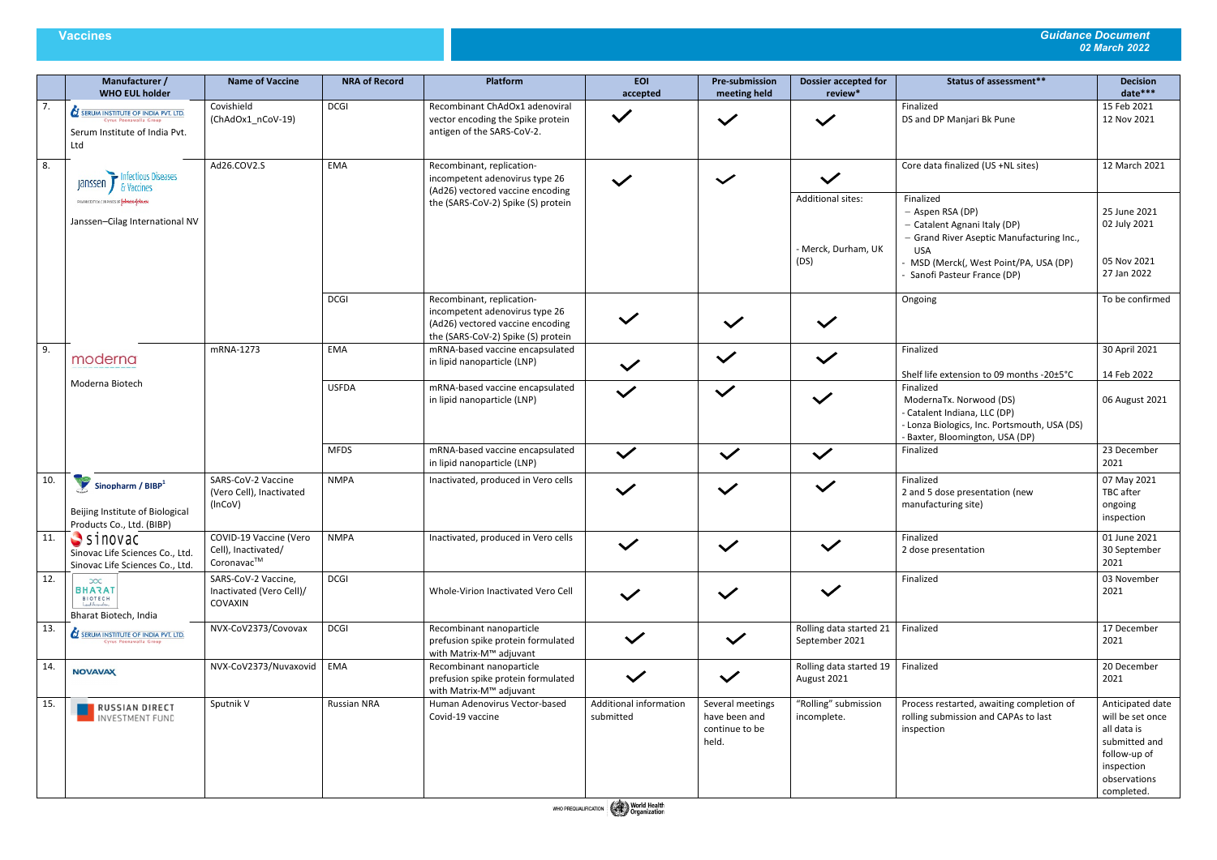| | Manufacturer / WHO EUL holder | Name of Vaccine | NRA of Record | Platform | EOI accepted | Pre-submission meeting held | Dossier accepted for review* | Status of assessment** | Decision date*** |
|---|---|---|---|---|---|---|---|---|---|
| 7. | Serum Institute of India Pvt. Ltd | Covishield (ChAdOx1_nCoV-19) | DCGI | Recombinant ChAdOx1 adenoviral vector encoding the Spike protein antigen of the SARS-CoV-2. | ✓ | ✓ | ✓ | Finalized<br>DS and DP Manjari Bk Pune | 15 Feb 2021<br>12 Nov 2021 |
| 8. | Janssen–Cilag International NV | Ad26.COV2.S | EMA | Recombinant, replication-incompetent adenovirus type 26 (Ad26) vectored vaccine encoding the (SARS-CoV-2) Spike (S) protein | ✓ | ✓ | ✓ | Core data finalized (US +NL sites) | 12 March 2021 |
| | | | | | | | Additional sites:<br>- Merck, Durham, UK (DS) | Finalized<br>– Aspen RSA (DP)<br>– Catalent Agnani Italy (DP)<br>– Grand River Aseptic Manufacturing Inc., USA<br>- MSD (Merck(, West Point/PA, USA (DP)<br>- Sanofi Pasteur France (DP) | 25 June 2021<br>02 July 2021<br>05 Nov 2021<br>27 Jan 2022 |
| | | | DCGI | Recombinant, replication-incompetent adenovirus type 26 (Ad26) vectored vaccine encoding the (SARS-CoV-2) Spike (S) protein | ✓ | ✓ | ✓ | Ongoing | To be confirmed |
| 9. | Moderna Biotech | mRNA-1273 | EMA | mRNA-based vaccine encapsulated in lipid nanoparticle (LNP) | ✓ | ✓ | ✓ | Finalized<br>Shelf life extension to 09 months -20±5°C | 30 April 2021<br>14 Feb 2022 |
| | | | USFDA | mRNA-based vaccine encapsulated in lipid nanoparticle (LNP) | ✓ | ✓ | ✓ | Finalized<br>ModernaTx. Norwood (DS)<br>- Catalent Indiana, LLC (DP)<br>- Lonza Biologics, Inc. Portsmouth, USA (DS)<br>- Baxter, Bloomington, USA (DP) | 06 August 2021 |
| | | | MFDS | mRNA-based vaccine encapsulated in lipid nanoparticle (LNP) | ✓ | ✓ | ✓ | Finalized | 23 December 2021 |
| 10. | Sinopharm / BIBP[1]<br>Beijing Institute of Biological Products Co., Ltd. (BIBP) | SARS-CoV-2 Vaccine (Vero Cell), Inactivated (InCoV) | NMPA | Inactivated, produced in Vero cells | ✓ | ✓ | ✓ | Finalized<br>2 and 5 dose presentation (new manufacturing site) | 07 May 2021<br>TBC after ongoing inspection |
| 11. | sinovac<br>Sinovac Life Sciences Co., Ltd.<br>Sinovac Life Sciences Co., Ltd. | COVID-19 Vaccine (Vero Cell), Inactivated/ Coronavac™ | NMPA | Inactivated, produced in Vero cells | ✓ | ✓ | ✓ | Finalized<br>2 dose presentation | 01 June 2021<br>30 September 2021 |
| 12. | Bharat Biotech, India | SARS-CoV-2 Vaccine, Inactivated (Vero Cell)/ COVAXIN | DCGI | Whole-Virion Inactivated Vero Cell | ✓ | ✓ | ✓ | Finalized | 03 November 2021 |
| 13. | Serum Institute of India Pvt. Ltd. | NVX-CoV2373/Covovax | DCGI | Recombinant nanoparticle prefusion spike protein formulated with Matrix-M™ adjuvant | ✓ | ✓ | Rolling data started 21 September 2021 | Finalized | 17 December 2021 |
| 14. | NOVAVAX | NVX-CoV2373/Nuvaxovid | EMA | Recombinant nanoparticle prefusion spike protein formulated with Matrix-M™ adjuvant | ✓ | ✓ | Rolling data started 19 August 2021 | Finalized | 20 December 2021 |
| 15. | Russian Direct Investment Fund | Sputnik V | Russian NRA | Human Adenovirus Vector-based Covid-19 vaccine | Additional information submitted | Several meetings have been and continue to be held. | "Rolling" submission incomplete. | Process restarted, awaiting completion of rolling submission and CAPAs to last inspection | Anticipated date will be set once all data is submitted and follow-up of inspection observations completed. |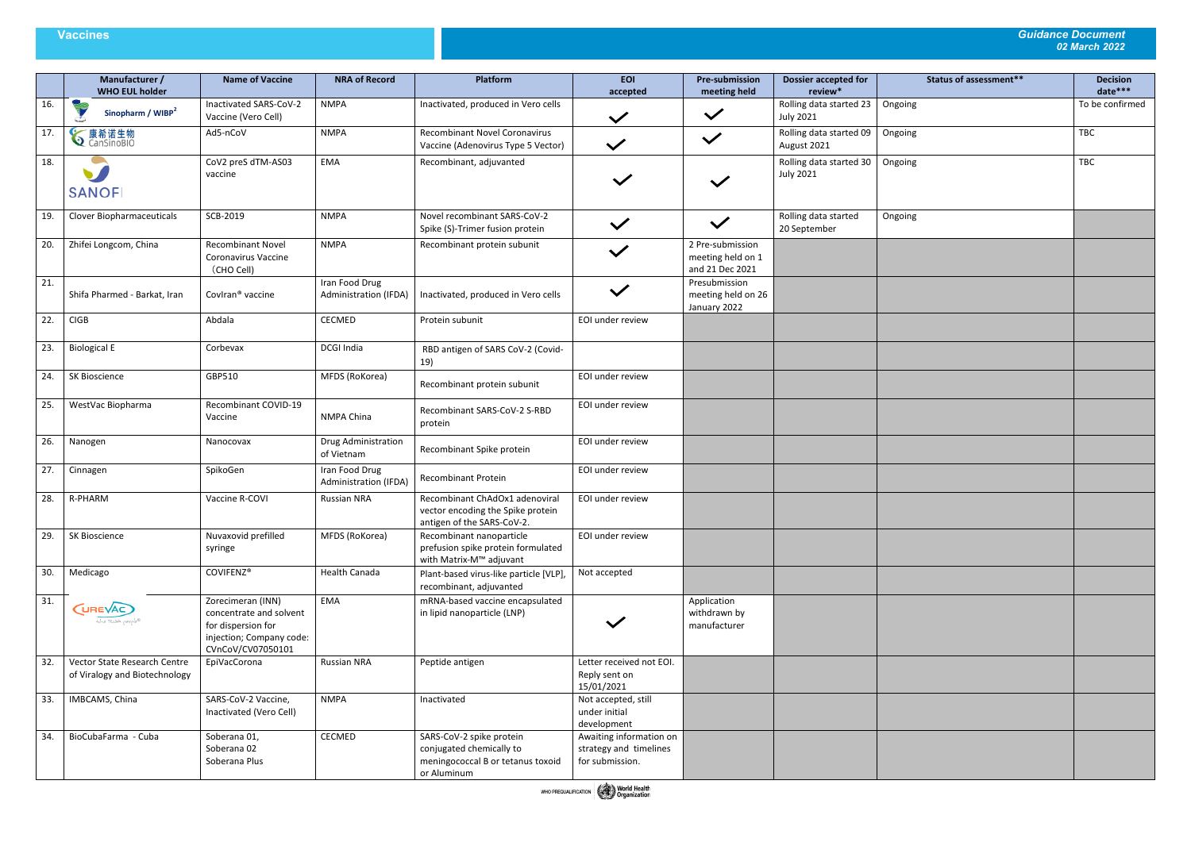| | Manufacturer / WHO EUL holder | Name of Vaccine | NRA of Record | Platform | EOI accepted | Pre-submission meeting held | Dossier accepted for review* | Status of assessment** | Decision date*** |
|---|---|---|---|---|---|---|---|---|---|
| 16. | Sinopharm / WIBP[2] | Inactivated SARS-CoV-2 Vaccine (Vero Cell) | NMPA | Inactivated, produced in Vero cells | ✓ | ✓ | Rolling data started 23 July 2021 | Ongoing | To be confirmed |
| 17. | 康希诺生物 CanSinoBIO | Ad5-nCoV | NMPA | Recombinant Novel Coronavirus Vaccine (Adenovirus Type 5 Vector) | ✓ | ✓ | Rolling data started 09 August 2021 | Ongoing | TBC |
| 18. | SANOFI | CoV2 preS dTM-AS03 vaccine | EMA | Recombinant, adjuvanted | ✓ | ✓ | Rolling data started 30 July 2021 | Ongoing | TBC |
| 19. | Clover Biopharmaceuticals | SCB-2019 | NMPA | Novel recombinant SARS-CoV-2 Spike (S)-Trimer fusion protein | ✓ | ✓ | Rolling data started 20 September | Ongoing | |
| 20. | Zhifei Longcom, China | Recombinant Novel Coronavirus Vaccine (CHO Cell) | NMPA | Recombinant protein subunit | ✓ | 2 Pre-submission meeting held on 1 and 21 Dec 2021 | | | |
| 21. | Shifa Pharmed - Barkat, Iran | CovIran® vaccine | Iran Food Drug Administration (IFDA) | Inactivated, produced in Vero cells | ✓ | Presubmission meeting held on 26 January 2022 | | | |
| 22. | CIGB | Abdala | CECMED | Protein subunit | EOI under review | | | | |
| 23. | Biological E | Corbevax | DCGI India | RBD antigen of SARS CoV-2 (Covid-19) | | | | | |
| 24. | SK Bioscience | GBP510 | MFDS (RoKorea) | Recombinant protein subunit | EOI under review | | | | |
| 25. | WestVac Biopharma | Recombinant COVID-19 Vaccine | NMPA China | Recombinant SARS-CoV-2 S-RBD protein | EOI under review | | | | |
| 26. | Nanogen | Nanocovax | Drug Administration of Vietnam | Recombinant Spike protein | EOI under review | | | | |
| 27. | Cinnagen | SpikoGen | Iran Food Drug Administration (IFDA) | Recombinant Protein | EOI under review | | | | |
| 28. | R-PHARM | Vaccine R-COVI | Russian NRA | Recombinant ChAdOx1 adenoviral vector encoding the Spike protein antigen of the SARS-CoV-2. | EOI under review | | | | |
| 29. | SK Bioscience | Nuvaxovid prefilled syringe | MFDS (RoKorea) | Recombinant nanoparticle prefusion spike protein formulated with Matrix-M™ adjuvant | EOI under review | | | | |
| 30. | Medicago | COVIFENZ® | Health Canada | Plant-based virus-like particle [VLP], recombinant, adjuvanted | Not accepted | | | | |
| 31. | CUREVAC | Zorecimeran (INN) concentrate and solvent for dispersion for injection; Company code: CVnCoV/CV07050101 | EMA | mRNA-based vaccine encapsulated in lipid nanoparticle (LNP) | ✓ | Application withdrawn by manufacturer | | | |
| 32. | Vector State Research Centre of Viralogy and Biotechnology | EpiVacCorona | Russian NRA | Peptide antigen | Letter received not EOI. Reply sent on 15/01/2021 | | | | |
| 33. | IMBCAMS, China | SARS-CoV-2 Vaccine, Inactivated (Vero Cell) | NMPA | Inactivated | Not accepted, still under initial development | | | | |
| 34. | BioCubaFarma - Cuba | Soberana 01, Soberana 02 Soberana Plus | CECMED | SARS-CoV-2 spike protein conjugated chemically to meningococcal B or tetanus toxoid or Aluminum | Awaiting information on strategy and timelines for submission. | | | | |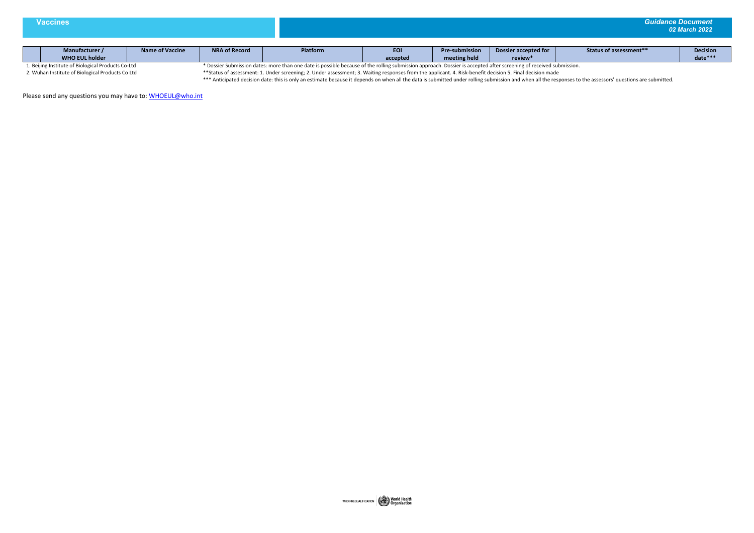| | Manufacturer / WHO EUL holder | Name of Vaccine | NRA of Record | Platform | EOI accepted | Pre-submission meeting held | Dossier accepted for review* | Status of assessment** | Decision date*** |
|---|---|---|---|---|---|---|---|---|---|

1. Beijing Institute of Biological Products Co-Ltd
2. Wuhan Institute of Biological Products Co Ltd

\* Dossier Submission dates: more than one date is possible because of the rolling submission approach. Dossier is accepted after screening of received submission.

\*\*Status of assessment: 1. Under screening; 2. Under assessment; 3. Waiting responses from the applicant. 4. Risk-benefit decision 5. Final decision made

\*\*\* Anticipated decision date: this is only an estimate because it depends on when all the data is submitted under rolling submission and when all the responses to the assessors' questions are submitted.

Please send any questions you may have to: [WHOEUL@who.int](mailto:WHOEUL@who.int)